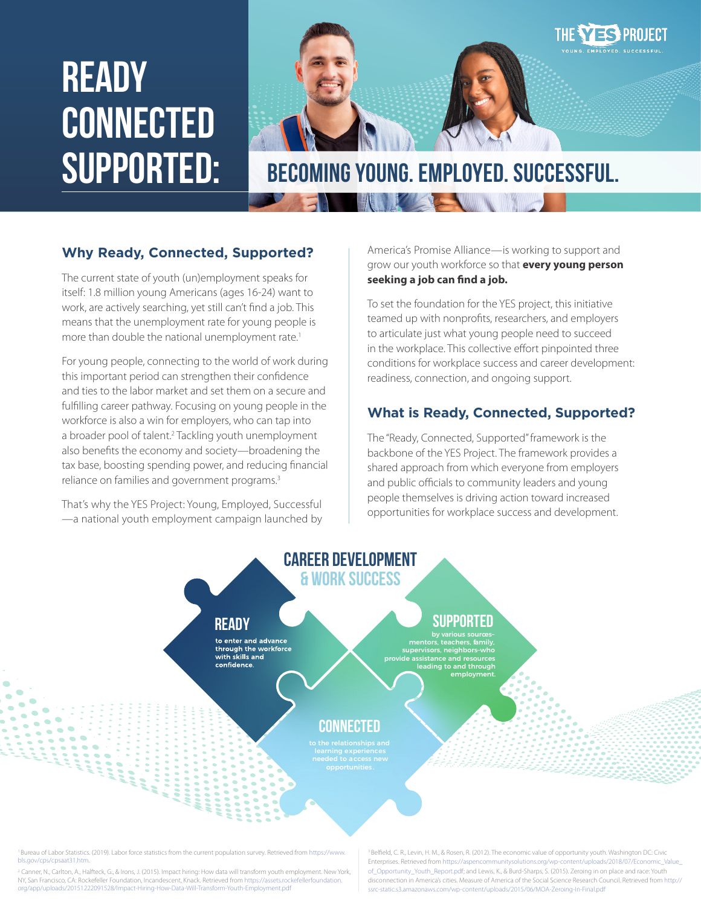# READY CONNECTED SUPPORTED:

THE YES PROJECT
YOUNG. EMPLOYED. SUCCESSFUL.

## BECOMING YOUNG. EMPLOYED. SUCCESSFUL.

### Why Ready, Connected, Supported?

The current state of youth (un)employment speaks for itself: 1.8 million young Americans (ages 16-24) want to work, are actively searching, yet still can't find a job. This means that the unemployment rate for young people is more than double the national unemployment rate.[1]

For young people, connecting to the world of work during this important period can strengthen their confidence and ties to the labor market and set them on a secure and fulfilling career pathway. Focusing on young people in the workforce is also a win for employers, who can tap into a broader pool of talent.[2] Tackling youth unemployment also benefits the economy and society—broadening the tax base, boosting spending power, and reducing financial reliance on families and government programs.[3]

That's why the YES Project: Young, Employed, Successful —a national youth employment campaign launched by America's Promise Alliance—is working to support and grow our youth workforce so that **every young person seeking a job can find a job.**

To set the foundation for the YES project, this initiative teamed up with nonprofits, researchers, and employers to articulate just what young people need to succeed in the workplace. This collective effort pinpointed three conditions for workplace success and career development: readiness, connection, and ongoing support.

### What is Ready, Connected, Supported?

The "Ready, Connected, Supported" framework is the backbone of the YES Project. The framework provides a shared approach from which everyone from employers and public officials to community leaders and young people themselves is driving action toward increased opportunities for workplace success and development.

**CAREER DEVELOPMENT & WORK SUCCESS**

**READY** to enter and advance through the workforce with skills and confidence.

**SUPPORTED** by various sources-mentors, teachers, family, supervisors, neighbors-who provide assistance and resources leading to and through employment.

**CONNECTED** to the relationships and learning experiences needed to access new opportunities.

---

[1] Bureau of Labor Statistics. (2019). Labor force statistics from the current population survey. Retrieved from https://www.bls.gov/cps/cpsaat31.htm.

[2] Canner, N., Carlton, A., Halfteck, G., & Irons, J. (2015). Impact hiring: How data will transform youth employment. New York, NY, San Francisco, CA: Rockefeller Foundation, Incandescent, Knack. Retrieved from https://assets.rockefellerfoundation.org/app/uploads/20151222091528/Impact-Hiring-How-Data-Will-Transform-Youth-Employment.pdf

[3] Belfield, C. R., Levin, H. M., & Rosen, R. (2012). The economic value of opportunity youth. Washington DC: Civic Enterprises. Retrieved from https://aspencommunitysolutions.org/wp-content/uploads/2018/07/Economic_Value_of_Opportunity_Youth_Report.pdf; and Lewis, K., & Burd-Sharps, S. (2015). Zeroing in on place and race: Youth disconnection in America's cities. Measure of America of the Social Science Research Council. Retrieved from http://ssrc-static.s3.amazonaws.com/wp-content/uploads/2015/06/MOA-Zeroing-In-Final.pdf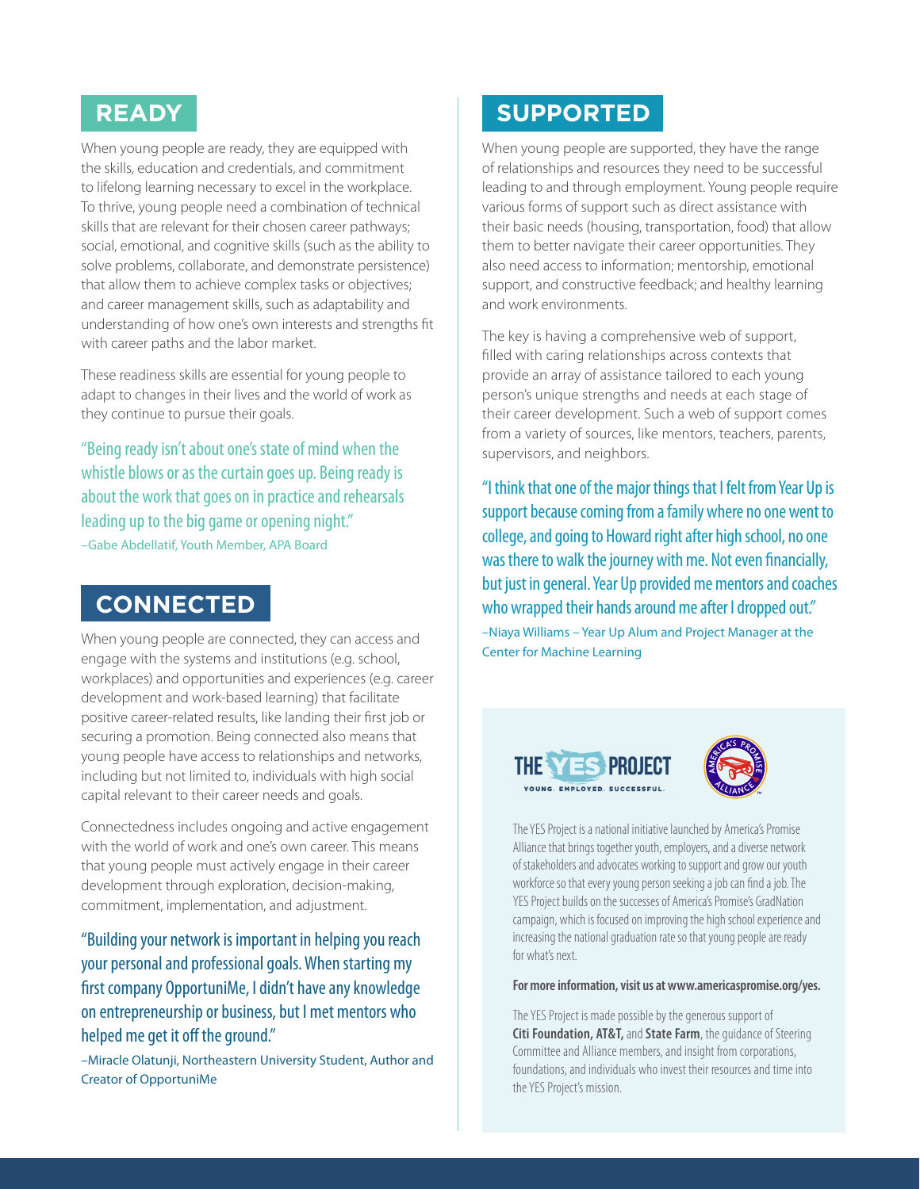## READY

When young people are ready, they are equipped with the skills, education and credentials, and commitment to lifelong learning necessary to excel in the workplace. To thrive, young people need a combination of technical skills that are relevant for their chosen career pathways; social, emotional, and cognitive skills (such as the ability to solve problems, collaborate, and demonstrate persistence) that allow them to achieve complex tasks or objectives; and career management skills, such as adaptability and understanding of how one's own interests and strengths fit with career paths and the labor market.

These readiness skills are essential for young people to adapt to changes in their lives and the world of work as they continue to pursue their goals.

"Being ready isn't about one's state of mind when the whistle blows or as the curtain goes up. Being ready is about the work that goes on in practice and rehearsals leading up to the big game or opening night."

–Gabe Abdellatif, Youth Member, APA Board

## CONNECTED

When young people are connected, they can access and engage with the systems and institutions (e.g. school, workplaces) and opportunities and experiences (e.g. career development and work-based learning) that facilitate positive career-related results, like landing their first job or securing a promotion. Being connected also means that young people have access to relationships and networks, including but not limited to, individuals with high social capital relevant to their career needs and goals.

Connectedness includes ongoing and active engagement with the world of work and one's own career. This means that young people must actively engage in their career development through exploration, decision-making, commitment, implementation, and adjustment.

"Building your network is important in helping you reach your personal and professional goals. When starting my first company OpportuniMe, I didn't have any knowledge on entrepreneurship or business, but I met mentors who helped me get it off the ground."

–Miracle Olatunji, Northeastern University Student, Author and Creator of OpportuniMe

## SUPPORTED

When young people are supported, they have the range of relationships and resources they need to be successful leading to and through employment. Young people require various forms of support such as direct assistance with their basic needs (housing, transportation, food) that allow them to better navigate their career opportunities. They also need access to information; mentorship, emotional support, and constructive feedback; and healthy learning and work environments.

The key is having a comprehensive web of support, filled with caring relationships across contexts that provide an array of assistance tailored to each young person's unique strengths and needs at each stage of their career development. Such a web of support comes from a variety of sources, like mentors, teachers, parents, supervisors, and neighbors.

"I think that one of the major things that I felt from Year Up is support because coming from a family where no one went to college, and going to Howard right after high school, no one was there to walk the journey with me. Not even financially, but just in general. Year Up provided me mentors and coaches who wrapped their hands around me after I dropped out."

–Niaya Williams – Year Up Alum and Project Manager at the Center for Machine Learning

THE YES PROJECT
YOUNG. EMPLOYED. SUCCESSFUL.

AMERICA'S PROMISE ALLIANCE

The YES Project is a national initiative launched by America's Promise Alliance that brings together youth, employers, and a diverse network of stakeholders and advocates working to support and grow our youth workforce so that every young person seeking a job can find a job. The YES Project builds on the successes of America's Promise's GradNation campaign, which is focused on improving the high school experience and increasing the national graduation rate so that young people are ready for what's next.

**For more information, visit us at www.americaspromise.org/yes.**

The YES Project is made possible by the generous support of **Citi Foundation, AT&T,** and **State Farm**, the guidance of Steering Committee and Alliance members, and insight from corporations, foundations, and individuals who invest their resources and time into the YES Project's mission.